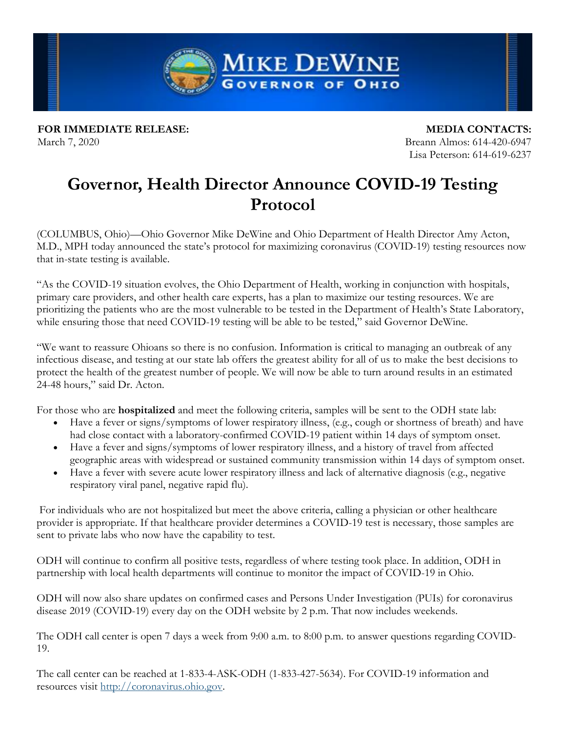MIKE DEWINE
GOVERNOR OF OHIO

**FOR IMMEDIATE RELEASE:**
March 7, 2020

**MEDIA CONTACTS:**
Breann Almos: 614-420-6947
Lisa Peterson: 614-619-6237

# Governor, Health Director Announce COVID-19 Testing Protocol

(COLUMBUS, Ohio)—Ohio Governor Mike DeWine and Ohio Department of Health Director Amy Acton, M.D., MPH today announced the state's protocol for maximizing coronavirus (COVID-19) testing resources now that in-state testing is available.

"As the COVID-19 situation evolves, the Ohio Department of Health, working in conjunction with hospitals, primary care providers, and other health care experts, has a plan to maximize our testing resources. We are prioritizing the patients who are the most vulnerable to be tested in the Department of Health's State Laboratory, while ensuring those that need COVID-19 testing will be able to be tested," said Governor DeWine.

"We want to reassure Ohioans so there is no confusion. Information is critical to managing an outbreak of any infectious disease, and testing at our state lab offers the greatest ability for all of us to make the best decisions to protect the health of the greatest number of people. We will now be able to turn around results in an estimated 24-48 hours," said Dr. Acton.

For those who are **hospitalized** and meet the following criteria, samples will be sent to the ODH state lab:

- Have a fever or signs/symptoms of lower respiratory illness, (e.g., cough or shortness of breath) and have had close contact with a laboratory-confirmed COVID-19 patient within 14 days of symptom onset.
- Have a fever and signs/symptoms of lower respiratory illness, and a history of travel from affected geographic areas with widespread or sustained community transmission within 14 days of symptom onset.
- Have a fever with severe acute lower respiratory illness and lack of alternative diagnosis (e.g., negative respiratory viral panel, negative rapid flu).

For individuals who are not hospitalized but meet the above criteria, calling a physician or other healthcare provider is appropriate. If that healthcare provider determines a COVID-19 test is necessary, those samples are sent to private labs who now have the capability to test.

ODH will continue to confirm all positive tests, regardless of where testing took place. In addition, ODH in partnership with local health departments will continue to monitor the impact of COVID-19 in Ohio.

ODH will now also share updates on confirmed cases and Persons Under Investigation (PUIs) for coronavirus disease 2019 (COVID-19) every day on the ODH website by 2 p.m. That now includes weekends.

The ODH call center is open 7 days a week from 9:00 a.m. to 8:00 p.m. to answer questions regarding COVID-19.

The call center can be reached at 1-833-4-ASK-ODH (1-833-427-5634). For COVID-19 information and resources visit [http://coronavirus.ohio.gov](http://coronavirus.ohio.gov).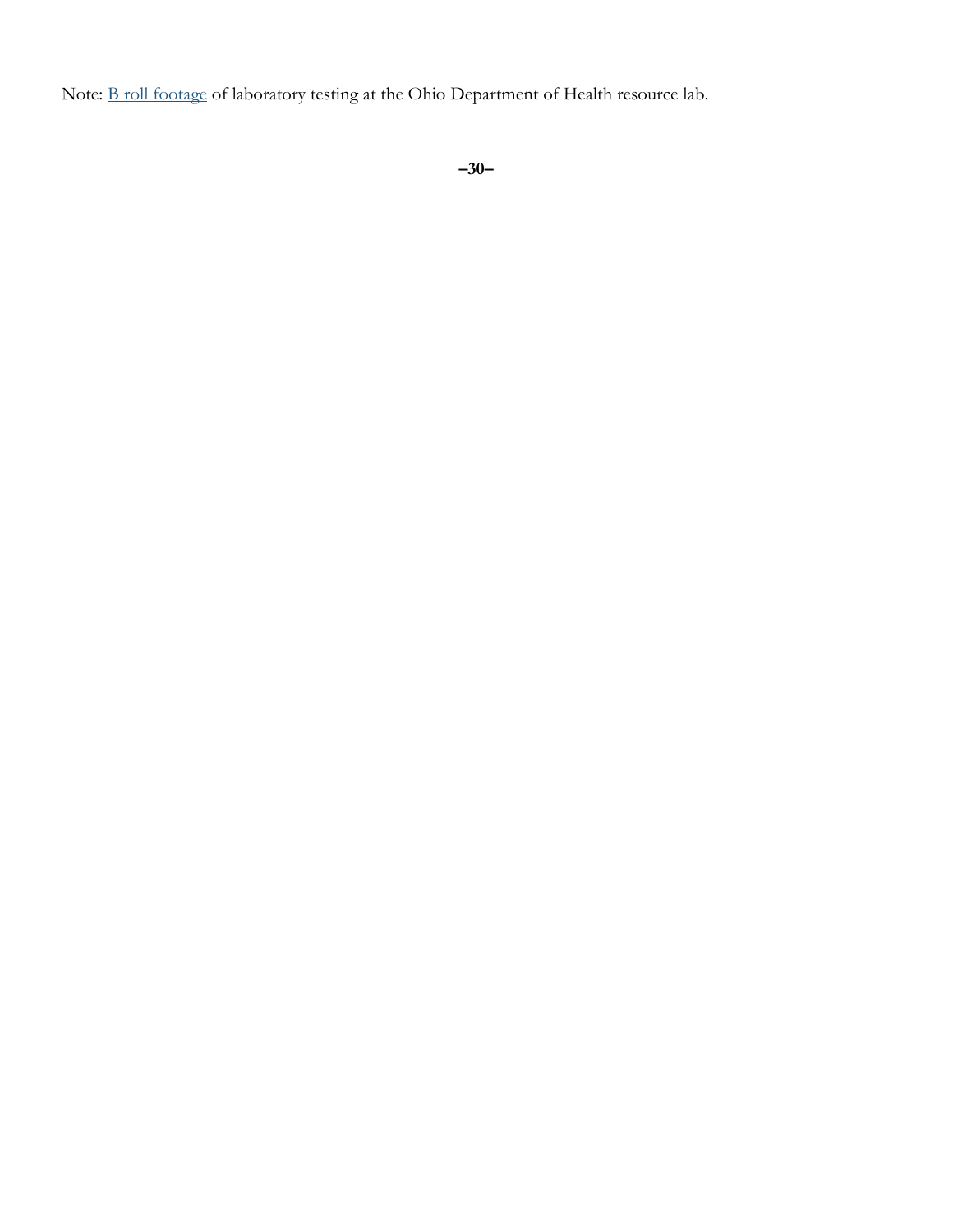Note: B roll footage of laboratory testing at the Ohio Department of Health resource lab.

**–30–**